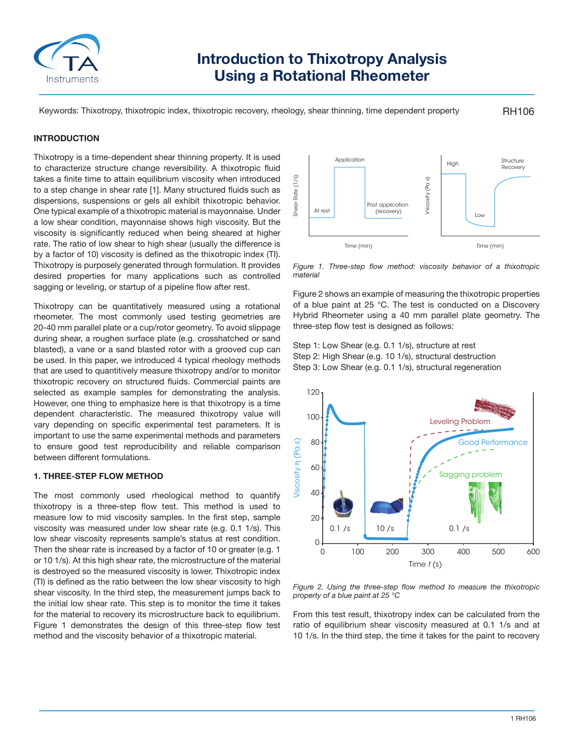# Introduction to Thixotropy Analysis Using a Rotational Rheometer

Keywords: Thixotropy, thixotropic index, thixotropic recovery, rheology, shear thinning, time dependent property

RH106

## INTRODUCTION

Thixotropy is a time-dependent shear thinning property. It is used to characterize structure change reversibility. A thixotropic fluid takes a finite time to attain equilibrium viscosity when introduced to a step change in shear rate [1]. Many structured fluids such as dispersions, suspensions or gels all exhibit thixotropic behavior. One typical example of a thixotropic material is mayonnaise. Under a low shear condition, mayonnaise shows high viscosity. But the viscosity is significantly reduced when being sheared at higher rate. The ratio of low shear to high shear (usually the difference is by a factor of 10) viscosity is defined as the thixotropic index (TI). Thixotropy is purposely generated through formulation. It provides desired properties for many applications such as controlled sagging or leveling, or startup of a pipeline flow after rest.

Thixotropy can be quantitatively measured using a rotational rheometer. The most commonly used testing geometries are 20-40 mm parallel plate or a cup/rotor geometry. To avoid slippage during shear, a roughen surface plate (e.g. crosshatched or sand blasted), a vane or a sand blasted rotor with a grooved cup can be used. In this paper, we introduced 4 typical rheology methods that are used to quantitively measure thixotropy and/or to monitor thixotropic recovery on structured fluids. Commercial paints are selected as example samples for demonstrating the analysis. However, one thing to emphasize here is that thixotropy is a time dependent characteristic. The measured thixotropy value will vary depending on specific experimental test parameters. It is important to use the same experimental methods and parameters to ensure good test reproducibility and reliable comparison between different formulations.

### 1. THREE-STEP FLOW METHOD

The most commonly used rheological method to quantify thixotropy is a three-step flow test. This method is used to measure low to mid viscosity samples. In the first step, sample viscosity was measured under low shear rate (e.g. 0.1 1/s). This low shear viscosity represents sample's status at rest condition. Then the shear rate is increased by a factor of 10 or greater (e.g. 1 or 10 1/s). At this high shear rate, the microstructure of the material is destroyed so the measured viscosity is lower. Thixotropic index (TI) is defined as the ratio between the low shear viscosity to high shear viscosity. In the third step, the measurement jumps back to the initial low shear rate. This step is to monitor the time it takes for the material to recovery its microstructure back to equilibrium. Figure 1 demonstrates the design of this three-step flow test method and the viscosity behavior of a thixotropic material.

*Figure 1. Three-step flow method: viscosity behavior of a thixotropic material*

Figure 2 shows an example of measuring the thixotropic properties of a blue paint at 25 °C. The test is conducted on a Discovery Hybrid Rheometer using a 40 mm parallel plate geometry. The three-step flow test is designed as follows:

Step 1: Low Shear (e.g. 0.1 1/s), structure at rest  
Step 2: High Shear (e.g. 10 1/s), structural destruction  
Step 3: Low Shear (e.g. 0.1 1/s), structural regeneration

*Figure 2. Using the three-step flow method to measure the thixotropic property of a blue paint at 25 °C*

From this test result, thixotropy index can be calculated from the ratio of equilibrium shear viscosity measured at 0.1 1/s and at 10 1/s. In the third step, the time it takes for the paint to recovery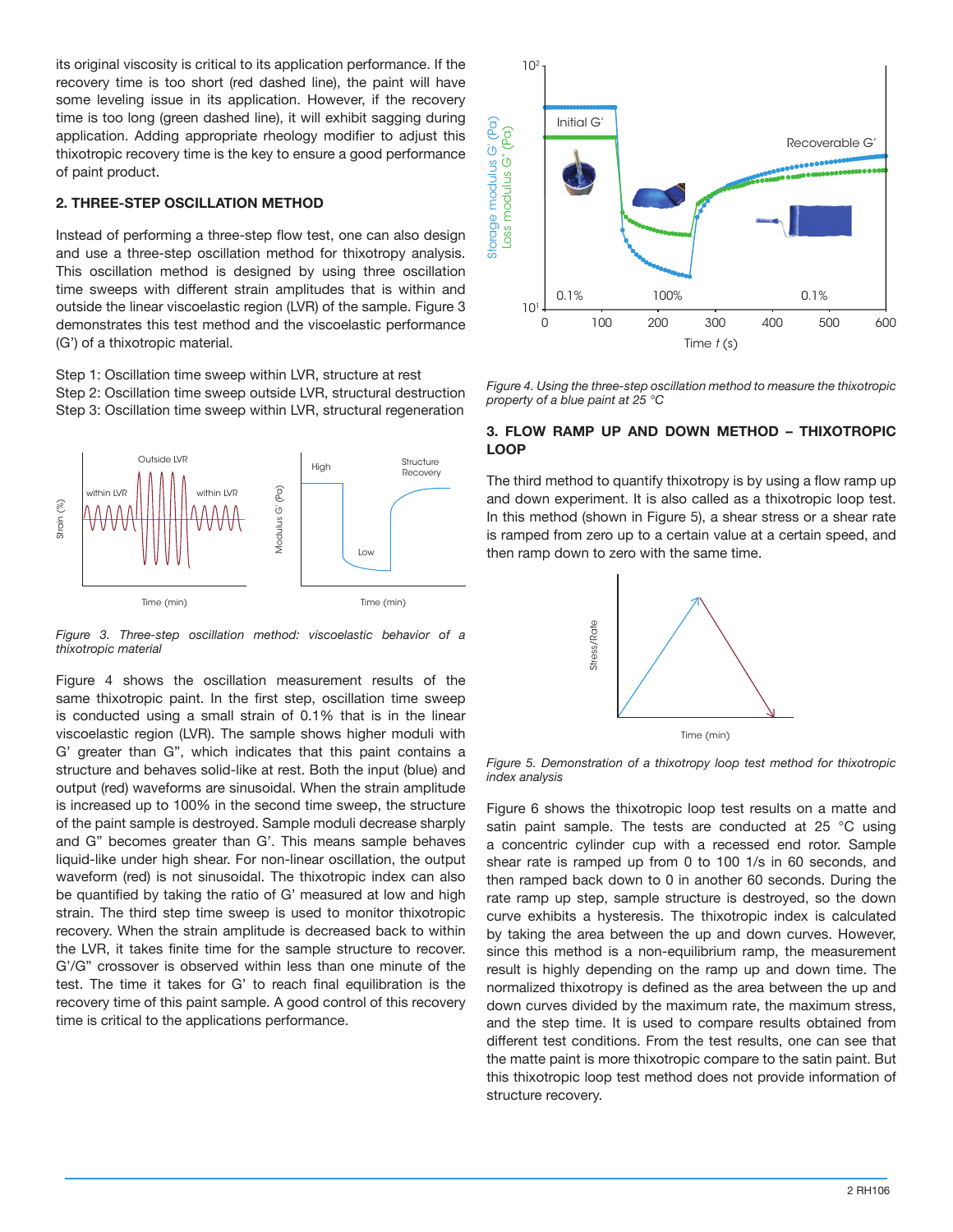its original viscosity is critical to its application performance. If the recovery time is too short (red dashed line), the paint will have some leveling issue in its application. However, if the recovery time is too long (green dashed line), it will exhibit sagging during application. Adding appropriate rheology modifier to adjust this thixotropic recovery time is the key to ensure a good performance of paint product.

## 2. THREE-STEP OSCILLATION METHOD

Instead of performing a three-step flow test, one can also design and use a three-step oscillation method for thixotropy analysis. This oscillation method is designed by using three oscillation time sweeps with different strain amplitudes that is within and outside the linear viscoelastic region (LVR) of the sample. Figure 3 demonstrates this test method and the viscoelastic performance (G') of a thixotropic material.

Step 1: Oscillation time sweep within LVR, structure at rest
Step 2: Oscillation time sweep outside LVR, structural destruction
Step 3: Oscillation time sweep within LVR, structural regeneration

*Figure 3. Three-step oscillation method: viscoelastic behavior of a thixotropic material*

Figure 4 shows the oscillation measurement results of the same thixotropic paint. In the first step, oscillation time sweep is conducted using a small strain of 0.1% that is in the linear viscoelastic region (LVR). The sample shows higher moduli with G' greater than G", which indicates that this paint contains a structure and behaves solid-like at rest. Both the input (blue) and output (red) waveforms are sinusoidal. When the strain amplitude is increased up to 100% in the second time sweep, the structure of the paint sample is destroyed. Sample moduli decrease sharply and G" becomes greater than G'. This means sample behaves liquid-like under high shear. For non-linear oscillation, the output waveform (red) is not sinusoidal. The thixotropic index can also be quantified by taking the ratio of G' measured at low and high strain. The third step time sweep is used to monitor thixotropic recovery. When the strain amplitude is decreased back to within the LVR, it takes finite time for the sample structure to recover. G'/G" crossover is observed within less than one minute of the test. The time it takes for G' to reach final equilibration is the recovery time of this paint sample. A good control of this recovery time is critical to the applications performance.

*Figure 4. Using the three-step oscillation method to measure the thixotropic property of a blue paint at 25 °C*

## 3. FLOW RAMP UP AND DOWN METHOD – THIXOTROPIC LOOP

The third method to quantify thixotropy is by using a flow ramp up and down experiment. It is also called as a thixotropic loop test. In this method (shown in Figure 5), a shear stress or a shear rate is ramped from zero up to a certain value at a certain speed, and then ramp down to zero with the same time.

*Figure 5. Demonstration of a thixotropy loop test method for thixotropic index analysis*

Figure 6 shows the thixotropic loop test results on a matte and satin paint sample. The tests are conducted at 25 °C using a concentric cylinder cup with a recessed end rotor. Sample shear rate is ramped up from 0 to 100 1/s in 60 seconds, and then ramped back down to 0 in another 60 seconds. During the rate ramp up step, sample structure is destroyed, so the down curve exhibits a hysteresis. The thixotropic index is calculated by taking the area between the up and down curves. However, since this method is a non-equilibrium ramp, the measurement result is highly depending on the ramp up and down time. The normalized thixotropy is defined as the area between the up and down curves divided by the maximum rate, the maximum stress, and the step time. It is used to compare results obtained from different test conditions. From the test results, one can see that the matte paint is more thixotropic compare to the satin paint. But this thixotropic loop test method does not provide information of structure recovery.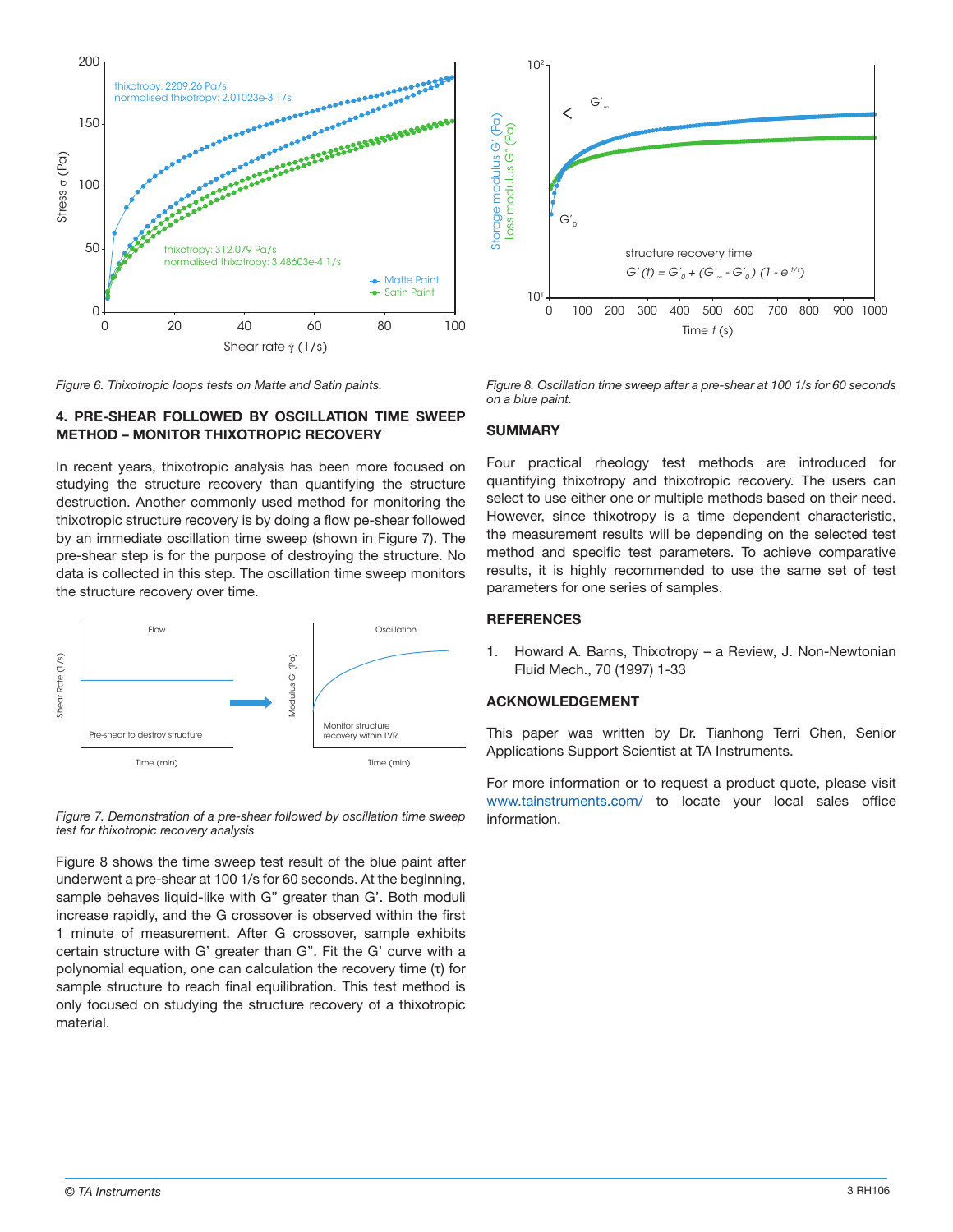200
150
100
50
0
0 20 40 60 80 100
Stress σ (Pa)
Shear rate γ (1/s)
thixotropy: 2209.26 Pa/s
normalised thixotropy: 2.01023e-3 1/s
thixotropy: 312.079 Pa/s
normalised thixotropy: 3.48603e-4 1/s
Matte Paint
Satin Paint

*Figure 6. Thixotropic loops tests on Matte and Satin paints.*

## 4. PRE-SHEAR FOLLOWED BY OSCILLATION TIME SWEEP METHOD – MONITOR THIXOTROPIC RECOVERY

In recent years, thixotropic analysis has been more focused on studying the structure recovery than quantifying the structure destruction. Another commonly used method for monitoring the thixotropic structure recovery is by doing a flow pe-shear followed by an immediate oscillation time sweep (shown in Figure 7). The pre-shear step is for the purpose of destroying the structure. No data is collected in this step. The oscillation time sweep monitors the structure recovery over time.

Flow
Shear Rate (1/s)
Pre-shear to destroy structure
Time (min)
Oscillation
Modulus G' (Pa)
Monitor structure recovery within LVR
Time (min)

*Figure 7. Demonstration of a pre-shear followed by oscillation time sweep test for thixotropic recovery analysis*

Figure 8 shows the time sweep test result of the blue paint after underwent a pre-shear at 100 1/s for 60 seconds. At the beginning, sample behaves liquid-like with G" greater than G'. Both moduli increase rapidly, and the G crossover is observed within the first 1 minute of measurement. After G crossover, sample exhibits certain structure with G' greater than G". Fit the G' curve with a polynomial equation, one can calculation the recovery time (τ) for sample structure to reach final equilibration. This test method is only focused on studying the structure recovery of a thixotropic material.

$10^2$
$10^1$
0 100 200 300 400 500 600 700 800 900 1000
Storage modulus G' (Pa)
Loss modulus G" (Pa)
Time $t$ (s)
$G'_\infty$
$G'_0$
structure recovery time
$G'(t) = G'_0 + (G'_\infty - G'_0)\,(1 - e^{t/\tau})$

*Figure 8. Oscillation time sweep after a pre-shear at 100 1/s for 60 seconds on a blue paint.*

## SUMMARY

Four practical rheology test methods are introduced for quantifying thixotropy and thixotropic recovery. The users can select to use either one or multiple methods based on their need. However, since thixotropy is a time dependent characteristic, the measurement results will be depending on the selected test method and specific test parameters. To achieve comparative results, it is highly recommended to use the same set of test parameters for one series of samples.

## REFERENCES

1. Howard A. Barns, Thixotropy – a Review, J. Non-Newtonian Fluid Mech., 70 (1997) 1-33

## ACKNOWLEDGEMENT

This paper was written by Dr. Tianhong Terri Chen, Senior Applications Support Scientist at TA Instruments.

For more information or to request a product quote, please visit www.tainstruments.com/ to locate your local sales office information.